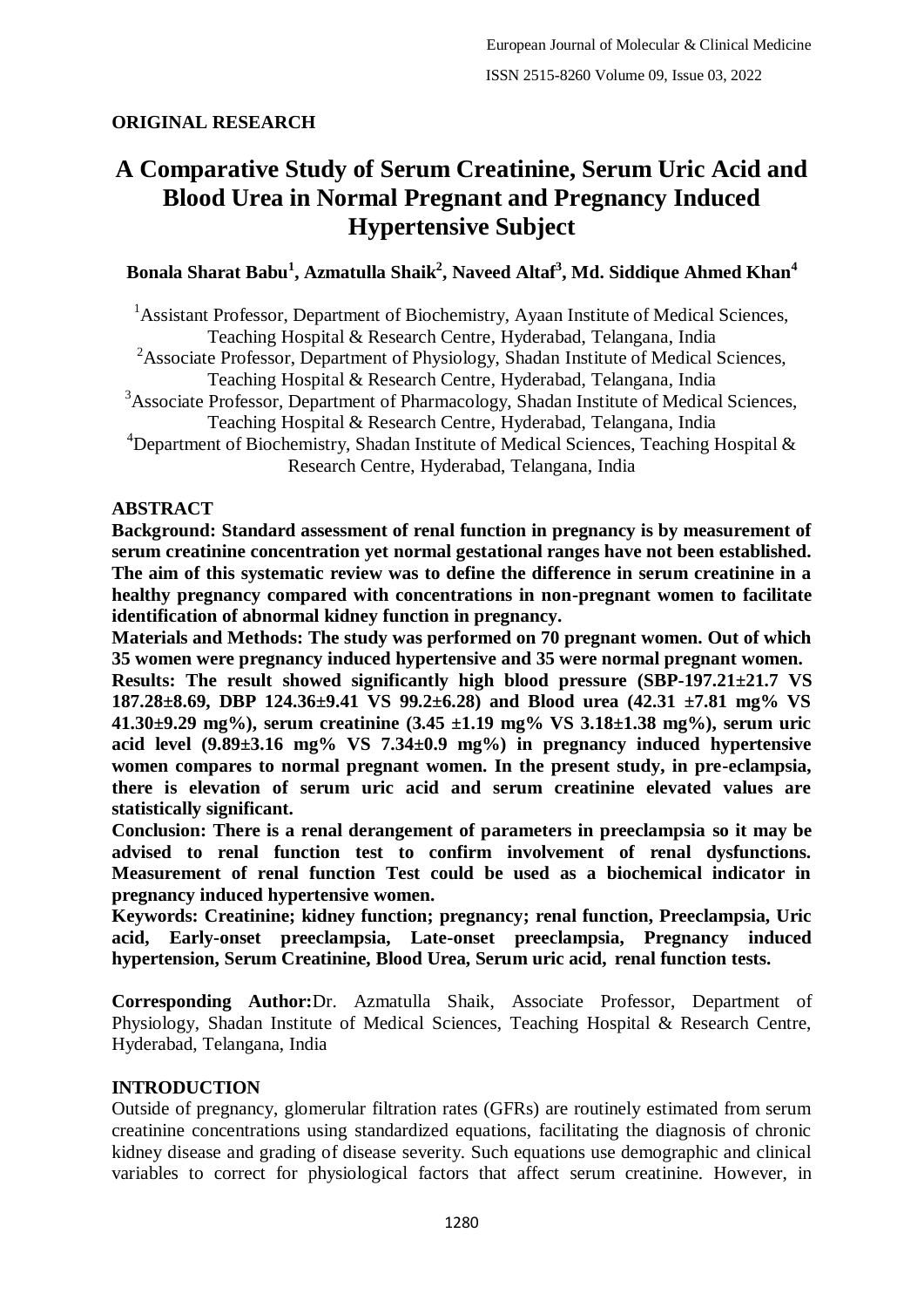**ORIGINAL RESEARCH**

# A Comparative Study of Serum Creatinine, Serum Uric Acid and Blood Urea in Normal Pregnant and Pregnancy Induced Hypertensive Subject

**Bonala Sharat Babu[1], Azmatulla Shaik[2], Naveed Altaf[3], Md. Siddique Ahmed Khan[4]**

[1]Assistant Professor, Department of Biochemistry, Ayaan Institute of Medical Sciences, Teaching Hospital & Research Centre, Hyderabad, Telangana, India
[2]Associate Professor, Department of Physiology, Shadan Institute of Medical Sciences, Teaching Hospital & Research Centre, Hyderabad, Telangana, India
[3]Associate Professor, Department of Pharmacology, Shadan Institute of Medical Sciences, Teaching Hospital & Research Centre, Hyderabad, Telangana, India
[4]Department of Biochemistry, Shadan Institute of Medical Sciences, Teaching Hospital & Research Centre, Hyderabad, Telangana, India

## ABSTRACT

**Background: Standard assessment of renal function in pregnancy is by measurement of serum creatinine concentration yet normal gestational ranges have not been established. The aim of this systematic review was to define the difference in serum creatinine in a healthy pregnancy compared with concentrations in non-pregnant women to facilitate identification of abnormal kidney function in pregnancy.**

**Materials and Methods: The study was performed on 70 pregnant women. Out of which 35 women were pregnancy induced hypertensive and 35 were normal pregnant women.**

**Results: The result showed significantly high blood pressure (SBP-197.21±21.7 VS 187.28±8.69, DBP 124.36±9.41 VS 99.2±6.28) and Blood urea (42.31 ±7.81 mg% VS 41.30±9.29 mg%), serum creatinine (3.45 ±1.19 mg% VS 3.18±1.38 mg%), serum uric acid level (9.89±3.16 mg% VS 7.34±0.9 mg%) in pregnancy induced hypertensive women compares to normal pregnant women. In the present study, in pre-eclampsia, there is elevation of serum uric acid and serum creatinine elevated values are statistically significant.**

**Conclusion: There is a renal derangement of parameters in preeclampsia so it may be advised to renal function test to confirm involvement of renal dysfunctions. Measurement of renal function Test could be used as a biochemical indicator in pregnancy induced hypertensive women.**

**Keywords: Creatinine; kidney function; pregnancy; renal function, Preeclampsia, Uric acid, Early-onset preeclampsia, Late-onset preeclampsia, Pregnancy induced hypertension, Serum Creatinine, Blood Urea, Serum uric acid, renal function tests.**

**Corresponding Author:** Dr. Azmatulla Shaik, Associate Professor, Department of Physiology, Shadan Institute of Medical Sciences, Teaching Hospital & Research Centre, Hyderabad, Telangana, India

## INTRODUCTION

Outside of pregnancy, glomerular filtration rates (GFRs) are routinely estimated from serum creatinine concentrations using standardized equations, facilitating the diagnosis of chronic kidney disease and grading of disease severity. Such equations use demographic and clinical variables to correct for physiological factors that affect serum creatinine. However, in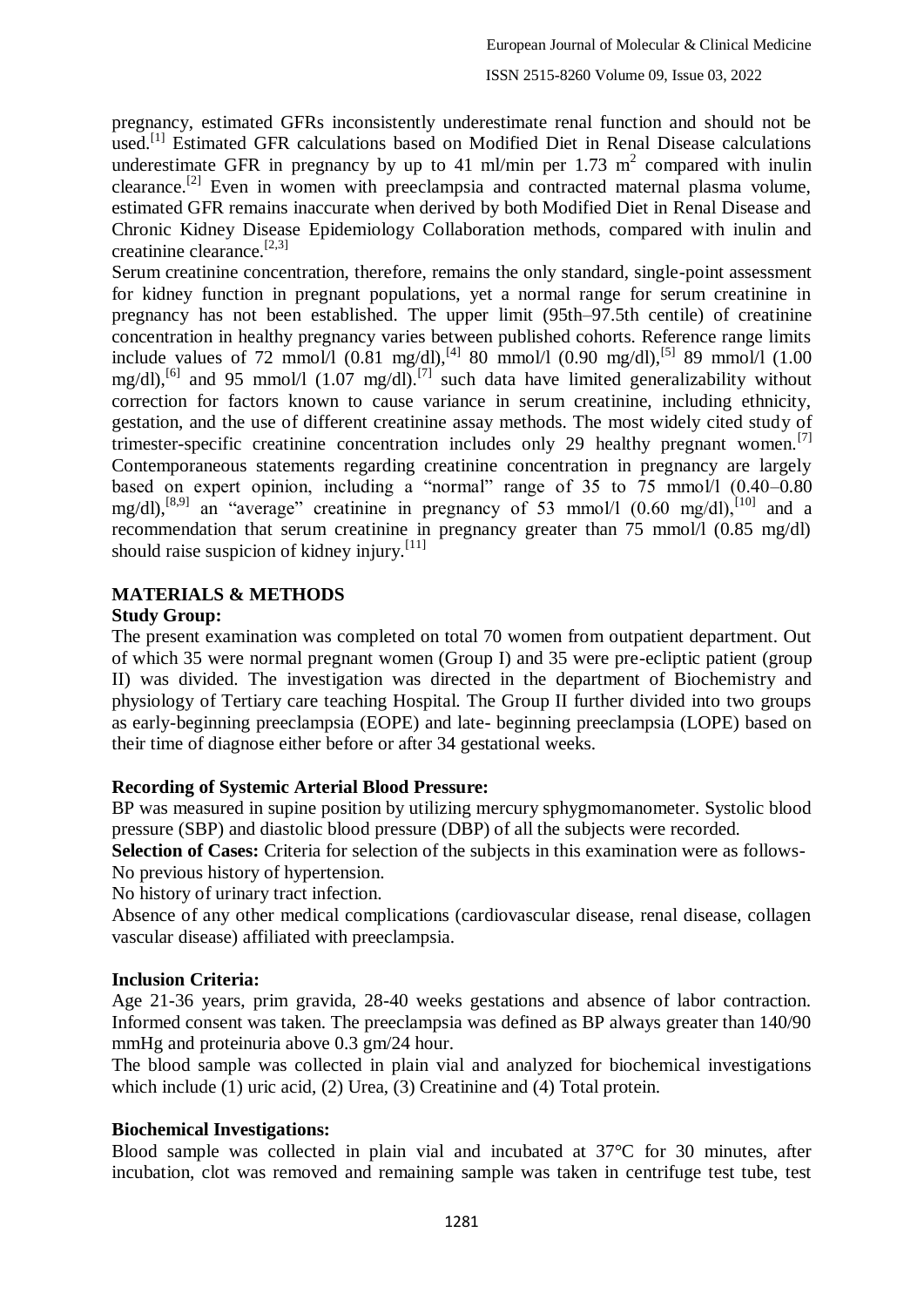pregnancy, estimated GFRs inconsistently underestimate renal function and should not be used.[1] Estimated GFR calculations based on Modified Diet in Renal Disease calculations underestimate GFR in pregnancy by up to 41 ml/min per 1.73 $m^2$ compared with inulin clearance.[2] Even in women with preeclampsia and contracted maternal plasma volume, estimated GFR remains inaccurate when derived by both Modified Diet in Renal Disease and Chronic Kidney Disease Epidemiology Collaboration methods, compared with inulin and creatinine clearance.[2,3]

Serum creatinine concentration, therefore, remains the only standard, single-point assessment for kidney function in pregnant populations, yet a normal range for serum creatinine in pregnancy has not been established. The upper limit (95th–97.5th centile) of creatinine concentration in healthy pregnancy varies between published cohorts. Reference range limits include values of 72 mmol/l (0.81 mg/dl),[4] 80 mmol/l (0.90 mg/dl),[5] 89 mmol/l (1.00 mg/dl),[6] and 95 mmol/l (1.07 mg/dl).[7] such data have limited generalizability without correction for factors known to cause variance in serum creatinine, including ethnicity, gestation, and the use of different creatinine assay methods. The most widely cited study of trimester-specific creatinine concentration includes only 29 healthy pregnant women.[7] Contemporaneous statements regarding creatinine concentration in pregnancy are largely based on expert opinion, including a "normal" range of 35 to 75 mmol/l (0.40–0.80 mg/dl),[8,9] an "average" creatinine in pregnancy of 53 mmol/l (0.60 mg/dl),[10] and a recommendation that serum creatinine in pregnancy greater than 75 mmol/l (0.85 mg/dl) should raise suspicion of kidney injury.[11]

## MATERIALS & METHODS

### Study Group:

The present examination was completed on total 70 women from outpatient department. Out of which 35 were normal pregnant women (Group I) and 35 were pre-ecliptic patient (group II) was divided. The investigation was directed in the department of Biochemistry and physiology of Tertiary care teaching Hospital. The Group II further divided into two groups as early-beginning preeclampsia (EOPE) and late- beginning preeclampsia (LOPE) based on their time of diagnose either before or after 34 gestational weeks.

### Recording of Systemic Arterial Blood Pressure:

BP was measured in supine position by utilizing mercury sphygmomanometer. Systolic blood pressure (SBP) and diastolic blood pressure (DBP) of all the subjects were recorded.

**Selection of Cases:** Criteria for selection of the subjects in this examination were as follows-

No previous history of hypertension.

No history of urinary tract infection.

Absence of any other medical complications (cardiovascular disease, renal disease, collagen vascular disease) affiliated with preeclampsia.

### Inclusion Criteria:

Age 21-36 years, prim gravida, 28-40 weeks gestations and absence of labor contraction. Informed consent was taken. The preeclampsia was defined as BP always greater than 140/90 mmHg and proteinuria above 0.3 gm/24 hour.

The blood sample was collected in plain vial and analyzed for biochemical investigations which include (1) uric acid, (2) Urea, (3) Creatinine and (4) Total protein.

### Biochemical Investigations:

Blood sample was collected in plain vial and incubated at 37°C for 30 minutes, after incubation, clot was removed and remaining sample was taken in centrifuge test tube, test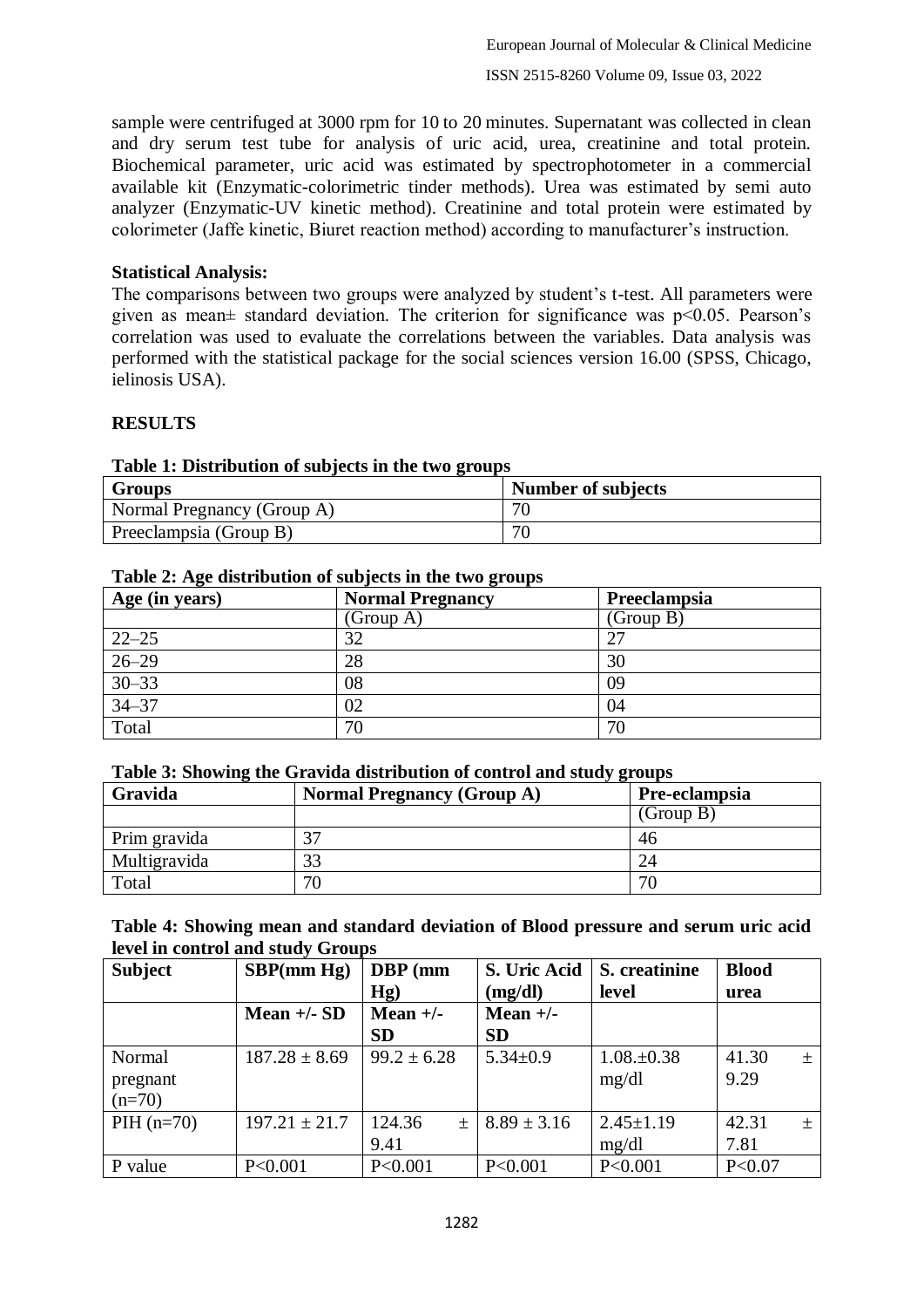sample were centrifuged at 3000 rpm for 10 to 20 minutes. Supernatant was collected in clean and dry serum test tube for analysis of uric acid, urea, creatinine and total protein. Biochemical parameter, uric acid was estimated by spectrophotometer in a commercial available kit (Enzymatic-colorimetric tinder methods). Urea was estimated by semi auto analyzer (Enzymatic-UV kinetic method). Creatinine and total protein were estimated by colorimeter (Jaffe kinetic, Biuret reaction method) according to manufacturer's instruction.

**Statistical Analysis:**

The comparisons between two groups were analyzed by student's t-test. All parameters were given as mean± standard deviation. The criterion for significance was $p<0.05$. Pearson's correlation was used to evaluate the correlations between the variables. Data analysis was performed with the statistical package for the social sciences version 16.00 (SPSS, Chicago, ielinosis USA).

## RESULTS

**Table 1: Distribution of subjects in the two groups**

| Groups | Number of subjects |
|---|---|
| Normal Pregnancy (Group A) | 70 |
| Preeclampsia (Group B) | 70 |

**Table 2: Age distribution of subjects in the two groups**

| Age (in years) | Normal Pregnancy | Preeclampsia |
|---|---|---|
| | (Group A) | (Group B) |
| 22–25 | 32 | 27 |
| 26–29 | 28 | 30 |
| 30–33 | 08 | 09 |
| 34–37 | 02 | 04 |
| Total | 70 | 70 |

**Table 3: Showing the Gravida distribution of control and study groups**

| Gravida | Normal Pregnancy (Group A) | Pre-eclampsia |
|---|---|---|
| | | (Group B) |
| Prim gravida | 37 | 46 |
| Multigravida | 33 | 24 |
| Total | 70 | 70 |

**Table 4: Showing mean and standard deviation of Blood pressure and serum uric acid level in control and study Groups**

| Subject | SBP(mm Hg) | DBP (mm Hg) | S. Uric Acid (mg/dl) | S. creatinine level | Blood urea |
|---|---|---|---|---|---|
| | Mean +/- SD | Mean +/- SD | Mean +/- SD | | |
| Normal pregnant (n=70) | 187.28 ± 8.69 | 99.2 ± 6.28 | 5.34±0.9 | 1.08.±0.38 mg/dl | 41.30 ± 9.29 |
| PIH (n=70) | 197.21 ± 21.7 | 124.36 ± 9.41 | 8.89 ± 3.16 | 2.45±1.19 mg/dl | 42.31 ± 7.81 |
| P value | P<0.001 | P<0.001 | P<0.001 | P<0.001 | P<0.07 |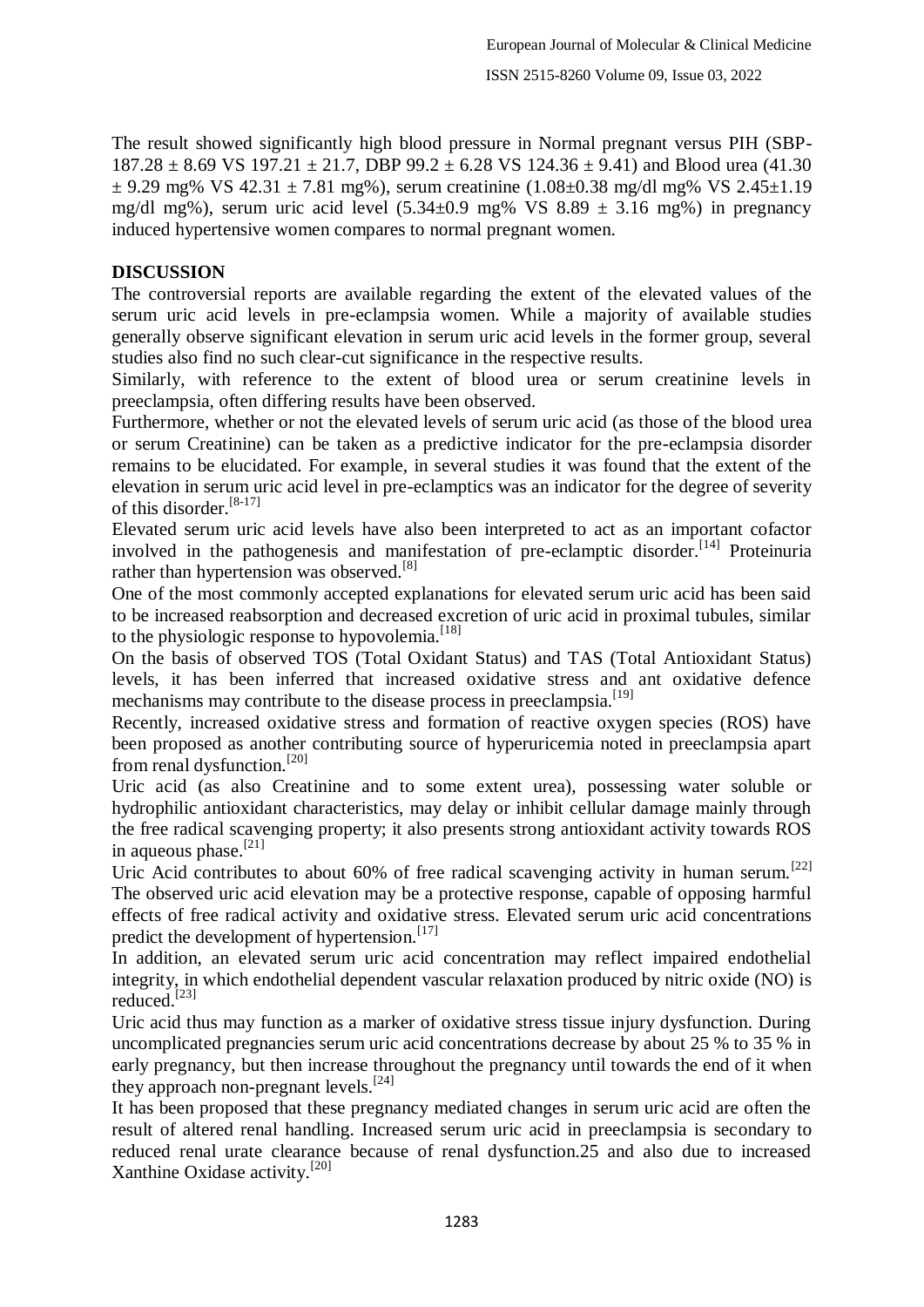The result showed significantly high blood pressure in Normal pregnant versus PIH (SBP- 187.28 ± 8.69 VS 197.21 ± 21.7, DBP 99.2 ± 6.28 VS 124.36 ± 9.41) and Blood urea (41.30 ± 9.29 mg% VS 42.31 ± 7.81 mg%), serum creatinine (1.08±0.38 mg/dl mg% VS 2.45±1.19 mg/dl mg%), serum uric acid level (5.34±0.9 mg% VS 8.89 ± 3.16 mg%) in pregnancy induced hypertensive women compares to normal pregnant women.

## DISCUSSION

The controversial reports are available regarding the extent of the elevated values of the serum uric acid levels in pre-eclampsia women. While a majority of available studies generally observe significant elevation in serum uric acid levels in the former group, several studies also find no such clear-cut significance in the respective results.

Similarly, with reference to the extent of blood urea or serum creatinine levels in preeclampsia, often differing results have been observed.

Furthermore, whether or not the elevated levels of serum uric acid (as those of the blood urea or serum Creatinine) can be taken as a predictive indicator for the pre-eclampsia disorder remains to be elucidated. For example, in several studies it was found that the extent of the elevation in serum uric acid level in pre-eclamptics was an indicator for the degree of severity of this disorder.[8-17]

Elevated serum uric acid levels have also been interpreted to act as an important cofactor involved in the pathogenesis and manifestation of pre-eclamptic disorder.[14] Proteinuria rather than hypertension was observed.[8]

One of the most commonly accepted explanations for elevated serum uric acid has been said to be increased reabsorption and decreased excretion of uric acid in proximal tubules, similar to the physiologic response to hypovolemia.[18]

On the basis of observed TOS (Total Oxidant Status) and TAS (Total Antioxidant Status) levels, it has been inferred that increased oxidative stress and ant oxidative defence mechanisms may contribute to the disease process in preeclampsia.[19]

Recently, increased oxidative stress and formation of reactive oxygen species (ROS) have been proposed as another contributing source of hyperuricemia noted in preeclampsia apart from renal dysfunction.[20]

Uric acid (as also Creatinine and to some extent urea), possessing water soluble or hydrophilic antioxidant characteristics, may delay or inhibit cellular damage mainly through the free radical scavenging property; it also presents strong antioxidant activity towards ROS in aqueous phase.[21]

Uric Acid contributes to about 60% of free radical scavenging activity in human serum.[22] The observed uric acid elevation may be a protective response, capable of opposing harmful effects of free radical activity and oxidative stress. Elevated serum uric acid concentrations predict the development of hypertension.[17]

In addition, an elevated serum uric acid concentration may reflect impaired endothelial integrity, in which endothelial dependent vascular relaxation produced by nitric oxide (NO) is reduced.[23]

Uric acid thus may function as a marker of oxidative stress tissue injury dysfunction. During uncomplicated pregnancies serum uric acid concentrations decrease by about 25 % to 35 % in early pregnancy, but then increase throughout the pregnancy until towards the end of it when they approach non-pregnant levels.[24]

It has been proposed that these pregnancy mediated changes in serum uric acid are often the result of altered renal handling. Increased serum uric acid in preeclampsia is secondary to reduced renal urate clearance because of renal dysfunction.25 and also due to increased Xanthine Oxidase activity.[20]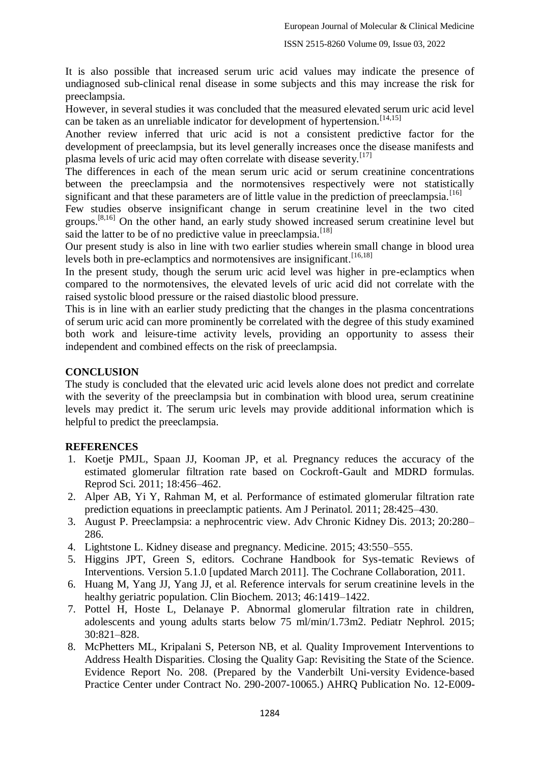It is also possible that increased serum uric acid values may indicate the presence of undiagnosed sub-clinical renal disease in some subjects and this may increase the risk for preeclampsia.

However, in several studies it was concluded that the measured elevated serum uric acid level can be taken as an unreliable indicator for development of hypertension.[14,15]

Another review inferred that uric acid is not a consistent predictive factor for the development of preeclampsia, but its level generally increases once the disease manifests and plasma levels of uric acid may often correlate with disease severity.[17]

The differences in each of the mean serum uric acid or serum creatinine concentrations between the preeclampsia and the normotensives respectively were not statistically significant and that these parameters are of little value in the prediction of preeclampsia.[16]

Few studies observe insignificant change in serum creatinine level in the two cited groups.[8,16] On the other hand, an early study showed increased serum creatinine level but said the latter to be of no predictive value in preeclampsia.[18]

Our present study is also in line with two earlier studies wherein small change in blood urea levels both in pre-eclamptics and normotensives are insignificant.[16,18]

In the present study, though the serum uric acid level was higher in pre-eclamptics when compared to the normotensives, the elevated levels of uric acid did not correlate with the raised systolic blood pressure or the raised diastolic blood pressure.

This is in line with an earlier study predicting that the changes in the plasma concentrations of serum uric acid can more prominently be correlated with the degree of this study examined both work and leisure-time activity levels, providing an opportunity to assess their independent and combined effects on the risk of preeclampsia.

## CONCLUSION

The study is concluded that the elevated uric acid levels alone does not predict and correlate with the severity of the preeclampsia but in combination with blood urea, serum creatinine levels may predict it. The serum uric levels may provide additional information which is helpful to predict the preeclampsia.

## REFERENCES

1. Koetje PMJL, Spaan JJ, Kooman JP, et al. Pregnancy reduces the accuracy of the estimated glomerular filtration rate based on Cockroft-Gault and MDRD formulas. Reprod Sci. 2011; 18:456–462.
2. Alper AB, Yi Y, Rahman M, et al. Performance of estimated glomerular filtration rate prediction equations in preeclamptic patients. Am J Perinatol. 2011; 28:425–430.
3. August P. Preeclampsia: a nephrocentric view. Adv Chronic Kidney Dis. 2013; 20:280–286.
4. Lightstone L. Kidney disease and pregnancy. Medicine. 2015; 43:550–555.
5. Higgins JPT, Green S, editors. Cochrane Handbook for Sys-tematic Reviews of Interventions. Version 5.1.0 [updated March 2011]. The Cochrane Collaboration, 2011.
6. Huang M, Yang JJ, Yang JJ, et al. Reference intervals for serum creatinine levels in the healthy geriatric population. Clin Biochem. 2013; 46:1419–1422.
7. Pottel H, Hoste L, Delanaye P. Abnormal glomerular filtration rate in children, adolescents and young adults starts below 75 ml/min/1.73m2. Pediatr Nephrol. 2015; 30:821–828.
8. McPhetters ML, Kripalani S, Peterson NB, et al. Quality Improvement Interventions to Address Health Disparities. Closing the Quality Gap: Revisiting the State of the Science. Evidence Report No. 208. (Prepared by the Vanderbilt Uni-versity Evidence-based Practice Center under Contract No. 290-2007-10065.) AHRQ Publication No. 12-E009-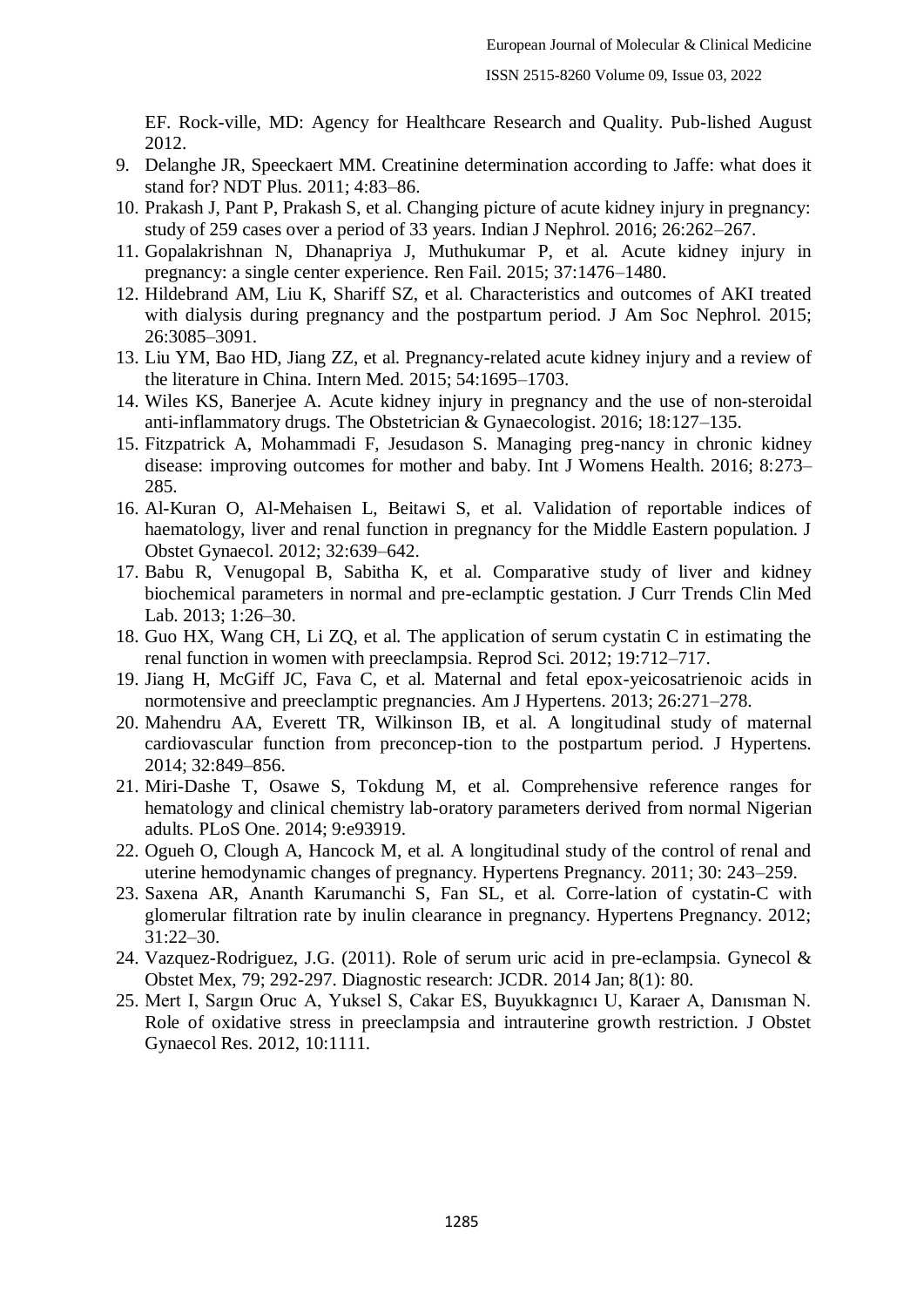EF. Rock-ville, MD: Agency for Healthcare Research and Quality. Pub-lished August 2012.

9. Delanghe JR, Speeckaert MM. Creatinine determination according to Jaffe: what does it stand for? NDT Plus. 2011; 4:83–86.
10. Prakash J, Pant P, Prakash S, et al. Changing picture of acute kidney injury in pregnancy: study of 259 cases over a period of 33 years. Indian J Nephrol. 2016; 26:262–267.
11. Gopalakrishnan N, Dhanapriya J, Muthukumar P, et al. Acute kidney injury in pregnancy: a single center experience. Ren Fail. 2015; 37:1476–1480.
12. Hildebrand AM, Liu K, Shariff SZ, et al. Characteristics and outcomes of AKI treated with dialysis during pregnancy and the postpartum period. J Am Soc Nephrol. 2015; 26:3085–3091.
13. Liu YM, Bao HD, Jiang ZZ, et al. Pregnancy-related acute kidney injury and a review of the literature in China. Intern Med. 2015; 54:1695–1703.
14. Wiles KS, Banerjee A. Acute kidney injury in pregnancy and the use of non-steroidal anti-inflammatory drugs. The Obstetrician & Gynaecologist. 2016; 18:127–135.
15. Fitzpatrick A, Mohammadi F, Jesudason S. Managing preg-nancy in chronic kidney disease: improving outcomes for mother and baby. Int J Womens Health. 2016; 8:273–285.
16. Al-Kuran O, Al-Mehaisen L, Beitawi S, et al. Validation of reportable indices of haematology, liver and renal function in pregnancy for the Middle Eastern population. J Obstet Gynaecol. 2012; 32:639–642.
17. Babu R, Venugopal B, Sabitha K, et al. Comparative study of liver and kidney biochemical parameters in normal and pre-eclamptic gestation. J Curr Trends Clin Med Lab. 2013; 1:26–30.
18. Guo HX, Wang CH, Li ZQ, et al. The application of serum cystatin C in estimating the renal function in women with preeclampsia. Reprod Sci. 2012; 19:712–717.
19. Jiang H, McGiff JC, Fava C, et al. Maternal and fetal epox-yeicosatrienoic acids in normotensive and preeclamptic pregnancies. Am J Hypertens. 2013; 26:271–278.
20. Mahendru AA, Everett TR, Wilkinson IB, et al. A longitudinal study of maternal cardiovascular function from preconcep-tion to the postpartum period. J Hypertens. 2014; 32:849–856.
21. Miri-Dashe T, Osawe S, Tokdung M, et al. Comprehensive reference ranges for hematology and clinical chemistry lab-oratory parameters derived from normal Nigerian adults. PLoS One. 2014; 9:e93919.
22. Ogueh O, Clough A, Hancock M, et al. A longitudinal study of the control of renal and uterine hemodynamic changes of pregnancy. Hypertens Pregnancy. 2011; 30: 243–259.
23. Saxena AR, Ananth Karumanchi S, Fan SL, et al. Corre-lation of cystatin-C with glomerular filtration rate by inulin clearance in pregnancy. Hypertens Pregnancy. 2012; 31:22–30.
24. Vazquez-Rodriguez, J.G. (2011). Role of serum uric acid in pre-eclampsia. Gynecol & Obstet Mex, 79; 292-297. Diagnostic research: JCDR. 2014 Jan; 8(1): 80.
25. Mert I, Sargın Oruc A, Yuksel S, Cakar ES, Buyukkagnıcı U, Karaer A, Danısman N. Role of oxidative stress in preeclampsia and intrauterine growth restriction. J Obstet Gynaecol Res. 2012, 10:1111.